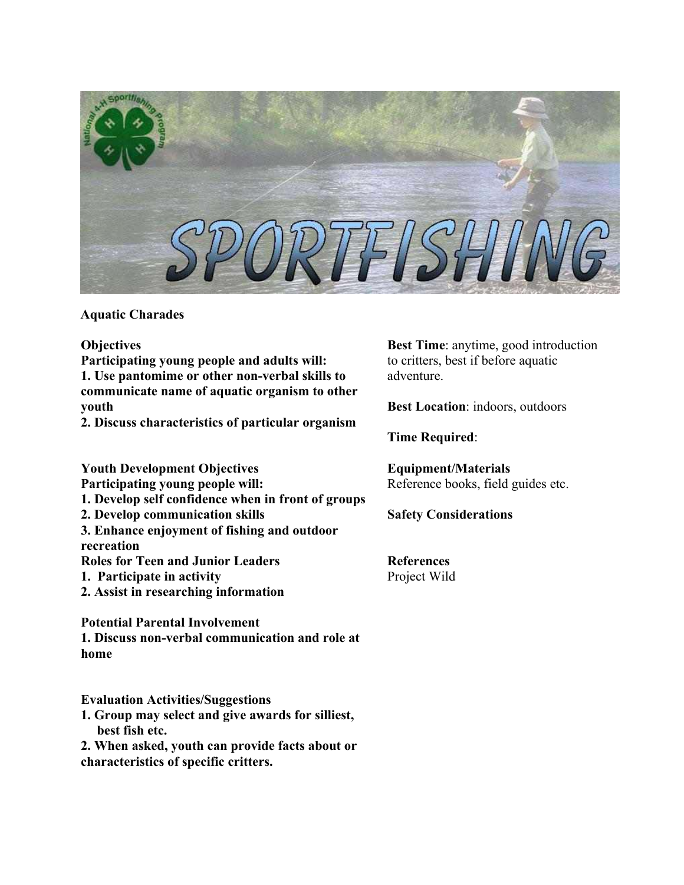# SPORTFISHING

**Aquatic Charades**

**Objectives**

**Participating young people and adults will:**

**1. Use pantomime or other non-verbal skills to communicate name of aquatic organism to other youth**

**2. Discuss characteristics of particular organism**

**Youth Development Objectives**

**Participating young people will:**

**1. Develop self confidence when in front of groups**

**2. Develop communication skills**

**3. Enhance enjoyment of fishing and outdoor recreation**

**Roles for Teen and Junior Leaders**

**1. Participate in activity**

**2. Assist in researching information**

**Potential Parental Involvement**

**1. Discuss non-verbal communication and role at home**

**Evaluation Activities/Suggestions**

**1. Group may select and give awards for silliest, best fish etc.**

**2. When asked, youth can provide facts about or characteristics of specific critters.**

**Best Time**: anytime, good introduction to critters, best if before aquatic adventure.

**Best Location**: indoors, outdoors

**Time Required**:

**Equipment/Materials**

Reference books, field guides etc.

**Safety Considerations**

**References**

Project Wild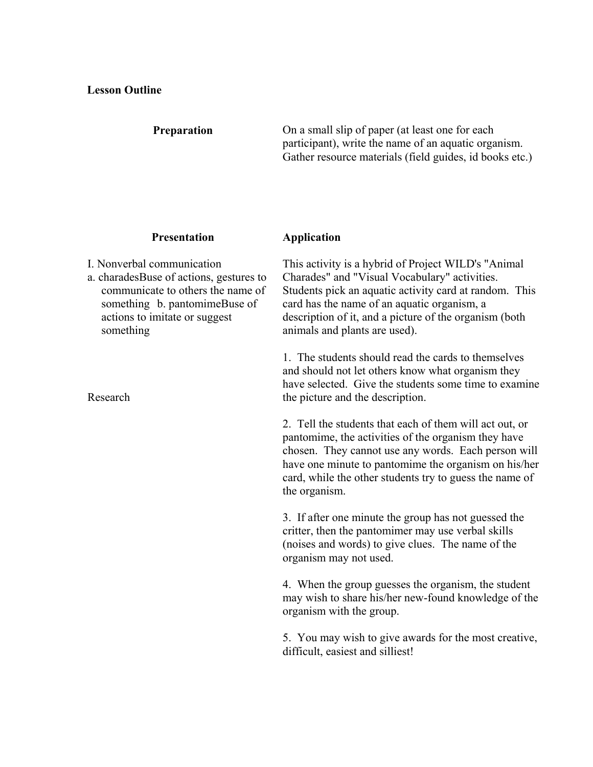**Lesson Outline**

| | |
|---|---|
| **Preparation** | On a small slip of paper (at least one for each participant), write the name of an aquatic organism. Gather resource materials (field guides, id books etc.) |

| **Presentation** | **Application** |
|---|---|
| I. Nonverbal communication<br>a. charadesBuse of actions, gestures to communicate to others the name of something b. pantomimeBuse of actions to imitate or suggest something | This activity is a hybrid of Project WILD's "Animal Charades" and "Visual Vocabulary" activities. Students pick an aquatic activity card at random. This card has the name of an aquatic organism, a description of it, and a picture of the organism (both animals and plants are used). |
| Research | 1. The students should read the cards to themselves and should not let others know what organism they have selected. Give the students some time to examine the picture and the description. |
| | 2. Tell the students that each of them will act out, or pantomime, the activities of the organism they have chosen. They cannot use any words. Each person will have one minute to pantomime the organism on his/her card, while the other students try to guess the name of the organism. |
| | 3. If after one minute the group has not guessed the critter, then the pantomimer may use verbal skills (noises and words) to give clues. The name of the organism may not used. |
| | 4. When the group guesses the organism, the student may wish to share his/her new-found knowledge of the organism with the group. |
| | 5. You may wish to give awards for the most creative, difficult, easiest and silliest! |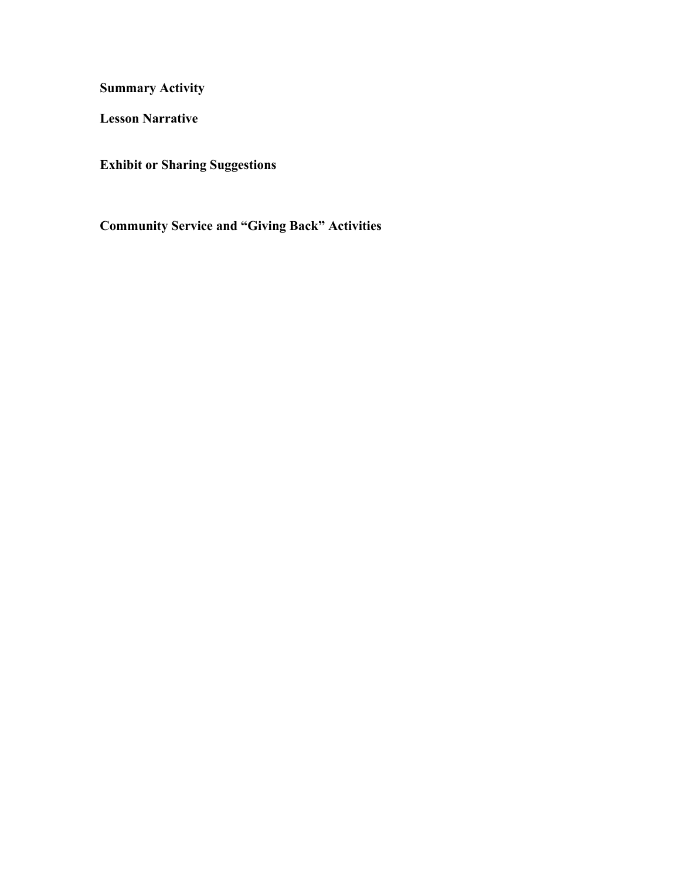**Summary Activity**

**Lesson Narrative**

**Exhibit or Sharing Suggestions**

**Community Service and "Giving Back" Activities**